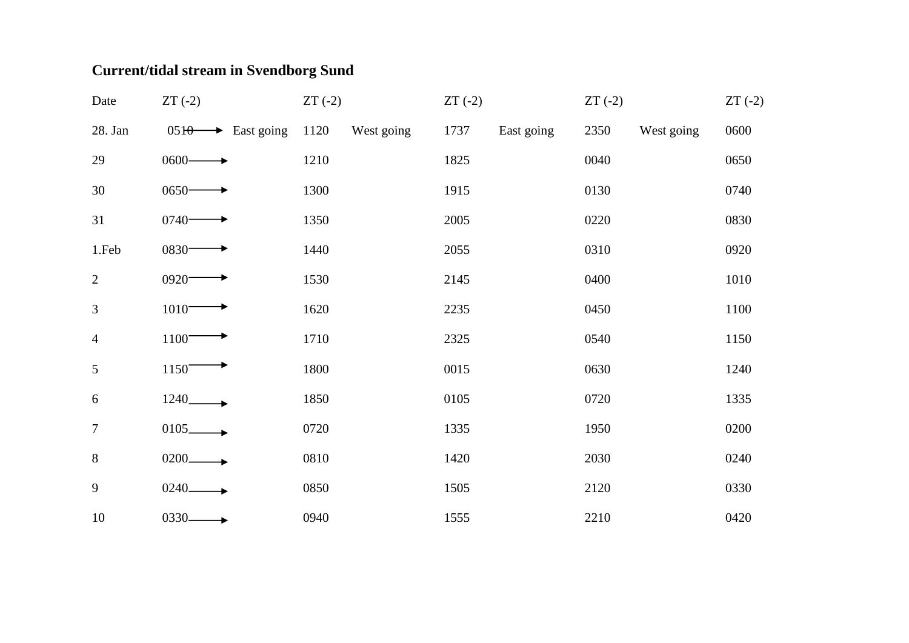# Current/tidal stream in Svendborg Sund

| Date | ZT (-2) | | ZT (-2) | | ZT (-2) | | ZT (-2) | | ZT (-2) |
|---|---|---|---|---|---|---|---|---|---|
| 28. Jan | 0510 → | East going | 1120 | West going | 1737 | East going | 2350 | West going | 0600 |
| 29 | 0600 → | | 1210 | | 1825 | | 0040 | | 0650 |
| 30 | 0650 → | | 1300 | | 1915 | | 0130 | | 0740 |
| 31 | 0740 → | | 1350 | | 2005 | | 0220 | | 0830 |
| 1.Feb | 0830 → | | 1440 | | 2055 | | 0310 | | 0920 |
| 2 | 0920 → | | 1530 | | 2145 | | 0400 | | 1010 |
| 3 | 1010 → | | 1620 | | 2235 | | 0450 | | 1100 |
| 4 | 1100 → | | 1710 | | 2325 | | 0540 | | 1150 |
| 5 | 1150 → | | 1800 | | 0015 | | 0630 | | 1240 |
| 6 | 1240 → | | 1850 | | 0105 | | 0720 | | 1335 |
| 7 | 0105 → | | 0720 | | 1335 | | 1950 | | 0200 |
| 8 | 0200 → | | 0810 | | 1420 | | 2030 | | 0240 |
| 9 | 0240 → | | 0850 | | 1505 | | 2120 | | 0330 |
| 10 | 0330 → | | 0940 | | 1555 | | 2210 | | 0420 |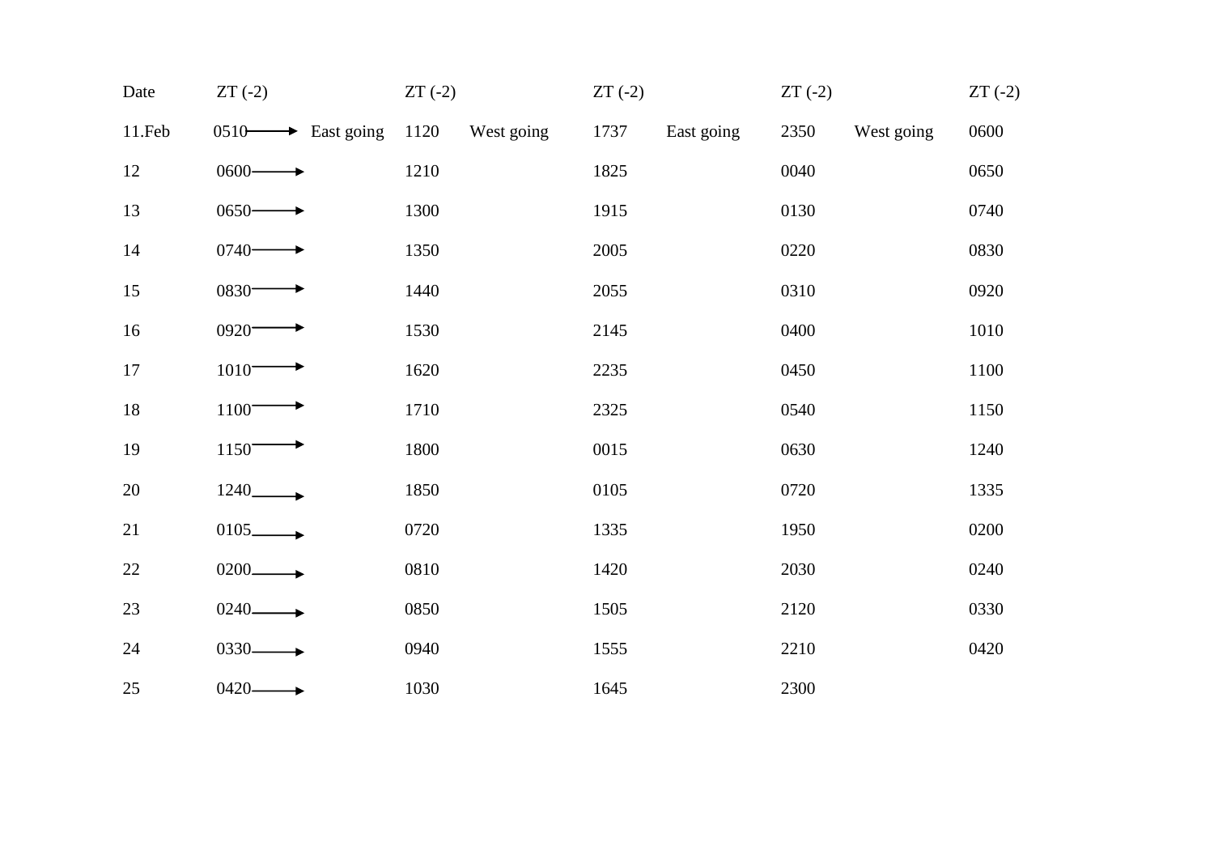| Date | ZT (-2) | | ZT (-2) | | ZT (-2) | | ZT (-2) | | ZT (-2) |
|---|---|---|---|---|---|---|---|---|---|
| 11.Feb | 0510 → | East going | 1120 | West going | 1737 | East going | 2350 | West going | 0600 |
| 12 | 0600 → | | 1210 | | 1825 | | 0040 | | 0650 |
| 13 | 0650 → | | 1300 | | 1915 | | 0130 | | 0740 |
| 14 | 0740 → | | 1350 | | 2005 | | 0220 | | 0830 |
| 15 | 0830 → | | 1440 | | 2055 | | 0310 | | 0920 |
| 16 | 0920 → | | 1530 | | 2145 | | 0400 | | 1010 |
| 17 | 1010 → | | 1620 | | 2235 | | 0450 | | 1100 |
| 18 | 1100 → | | 1710 | | 2325 | | 0540 | | 1150 |
| 19 | 1150 → | | 1800 | | 0015 | | 0630 | | 1240 |
| 20 | 1240 → | | 1850 | | 0105 | | 0720 | | 1335 |
| 21 | 0105 → | | 0720 | | 1335 | | 1950 | | 0200 |
| 22 | 0200 → | | 0810 | | 1420 | | 2030 | | 0240 |
| 23 | 0240 → | | 0850 | | 1505 | | 2120 | | 0330 |
| 24 | 0330 → | | 0940 | | 1555 | | 2210 | | 0420 |
| 25 | 0420 → | | 1030 | | 1645 | | 2300 | | |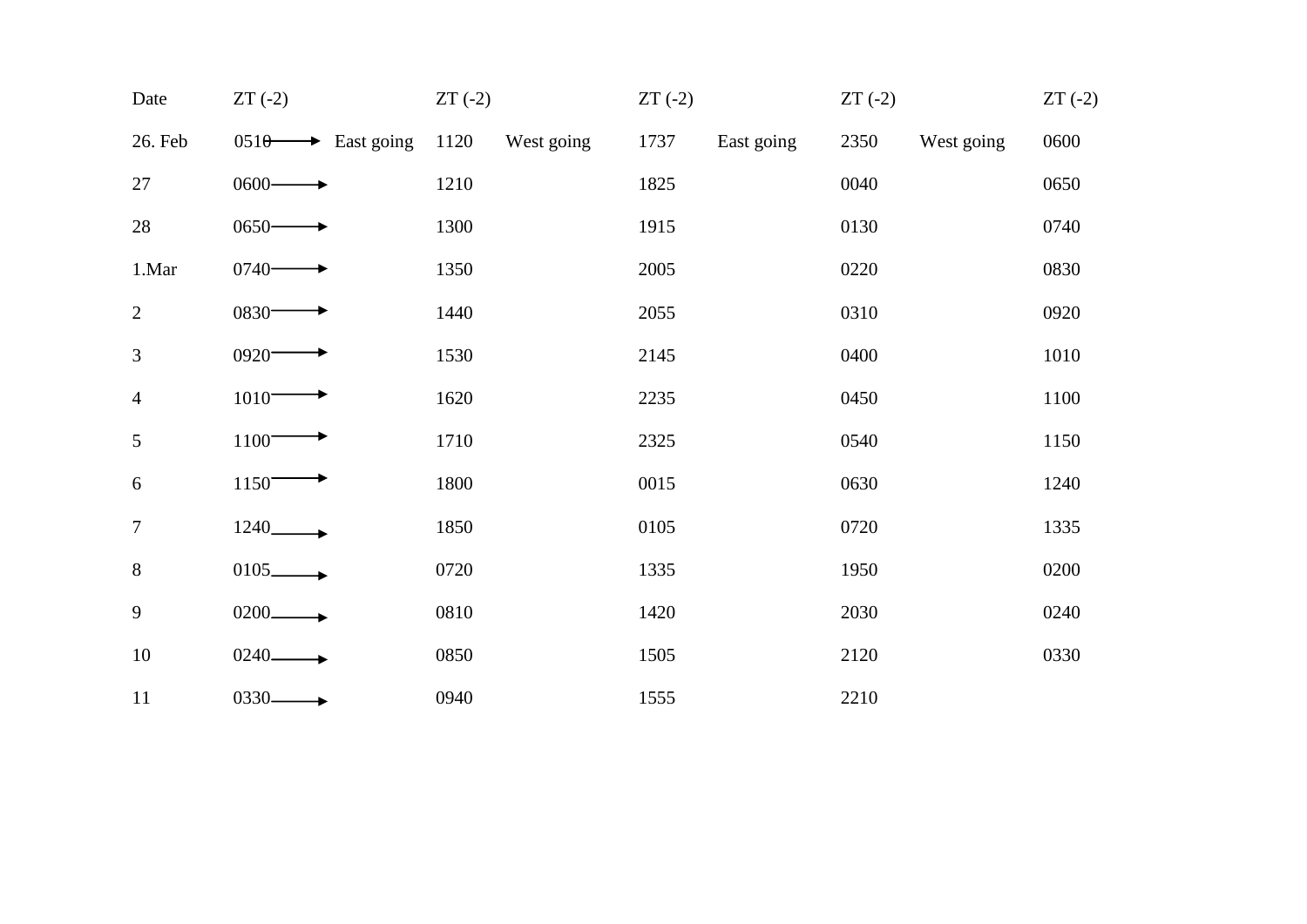| Date | ZT (-2) | | ZT (-2) | | ZT (-2) | | ZT (-2) | | ZT (-2) |
|---|---|---|---|---|---|---|---|---|---|
| 26. Feb | 0510 → | East going | 1120 | West going | 1737 | East going | 2350 | West going | 0600 |
| 27 | 0600 → | | 1210 | | 1825 | | 0040 | | 0650 |
| 28 | 0650 → | | 1300 | | 1915 | | 0130 | | 0740 |
| 1.Mar | 0740 → | | 1350 | | 2005 | | 0220 | | 0830 |
| 2 | 0830 → | | 1440 | | 2055 | | 0310 | | 0920 |
| 3 | 0920 → | | 1530 | | 2145 | | 0400 | | 1010 |
| 4 | 1010 → | | 1620 | | 2235 | | 0450 | | 1100 |
| 5 | 1100 → | | 1710 | | 2325 | | 0540 | | 1150 |
| 6 | 1150 → | | 1800 | | 0015 | | 0630 | | 1240 |
| 7 | 1240 → | | 1850 | | 0105 | | 0720 | | 1335 |
| 8 | 0105 → | | 0720 | | 1335 | | 1950 | | 0200 |
| 9 | 0200 → | | 0810 | | 1420 | | 2030 | | 0240 |
| 10 | 0240 → | | 0850 | | 1505 | | 2120 | | 0330 |
| 11 | 0330 → | | 0940 | | 1555 | | 2210 | | |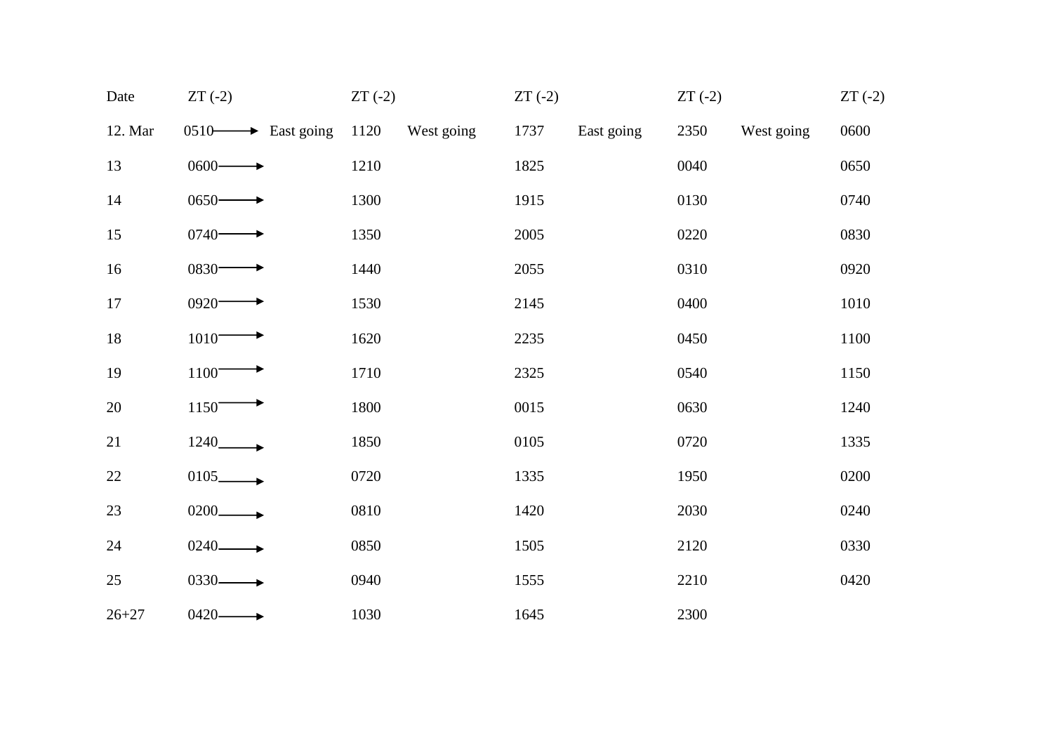| Date | ZT (-2) | | ZT (-2) | | ZT (-2) | | ZT (-2) | | ZT (-2) |
|---|---|---|---|---|---|---|---|---|---|
| 12. Mar | 0510 → | East going | 1120 | West going | 1737 | East going | 2350 | West going | 0600 |
| 13 | 0600 → | | 1210 | | 1825 | | 0040 | | 0650 |
| 14 | 0650 → | | 1300 | | 1915 | | 0130 | | 0740 |
| 15 | 0740 → | | 1350 | | 2005 | | 0220 | | 0830 |
| 16 | 0830 → | | 1440 | | 2055 | | 0310 | | 0920 |
| 17 | 0920 → | | 1530 | | 2145 | | 0400 | | 1010 |
| 18 | 1010 → | | 1620 | | 2235 | | 0450 | | 1100 |
| 19 | 1100 → | | 1710 | | 2325 | | 0540 | | 1150 |
| 20 | 1150 → | | 1800 | | 0015 | | 0630 | | 1240 |
| 21 | 1240 → | | 1850 | | 0105 | | 0720 | | 1335 |
| 22 | 0105 → | | 0720 | | 1335 | | 1950 | | 0200 |
| 23 | 0200 → | | 0810 | | 1420 | | 2030 | | 0240 |
| 24 | 0240 → | | 0850 | | 1505 | | 2120 | | 0330 |
| 25 | 0330 → | | 0940 | | 1555 | | 2210 | | 0420 |
| 26+27 | 0420 → | | 1030 | | 1645 | | 2300 | | |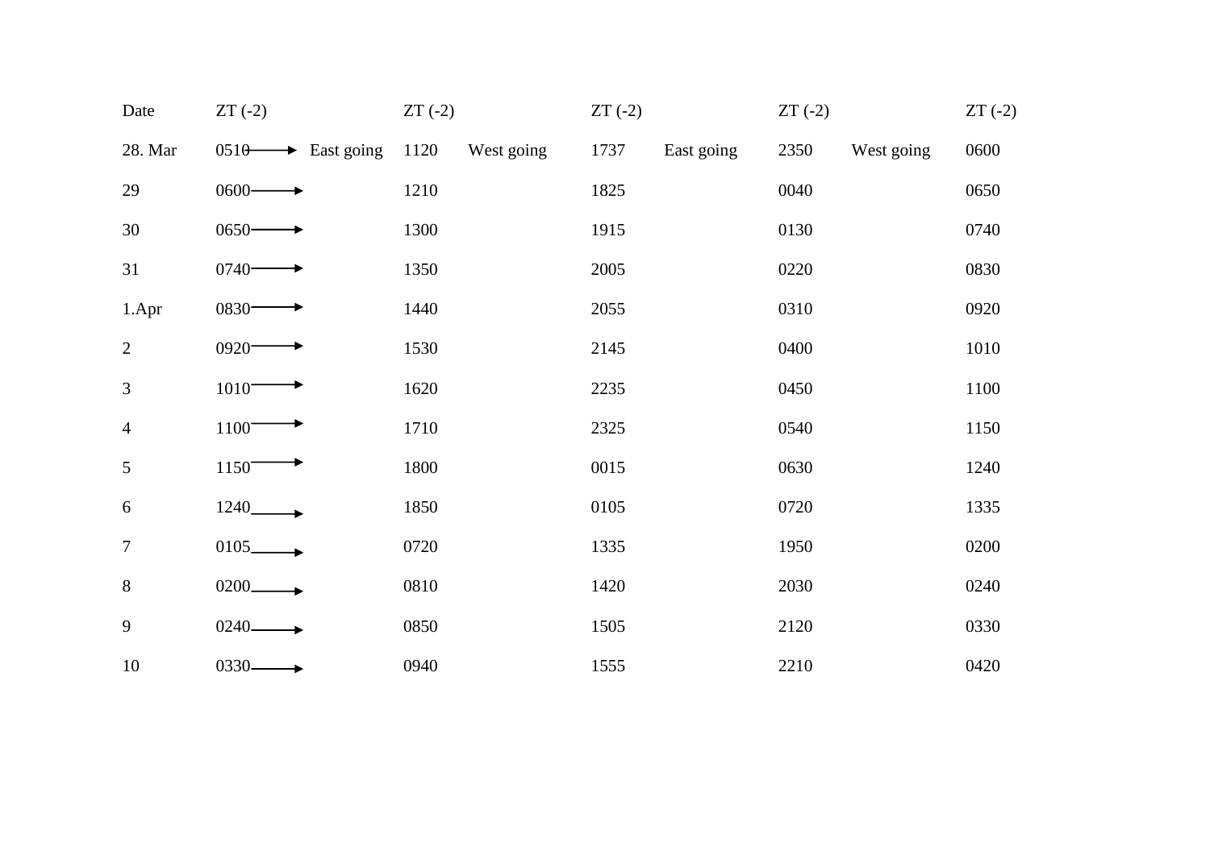| Date | ZT (-2) | | ZT (-2) | | ZT (-2) | | ZT (-2) | | ZT (-2) |
|---|---|---|---|---|---|---|---|---|---|
| 28. Mar | 0510 → | East going | 1120 | West going | 1737 | East going | 2350 | West going | 0600 |
| 29 | 0600 → | | 1210 | | 1825 | | 0040 | | 0650 |
| 30 | 0650 → | | 1300 | | 1915 | | 0130 | | 0740 |
| 31 | 0740 → | | 1350 | | 2005 | | 0220 | | 0830 |
| 1.Apr | 0830 → | | 1440 | | 2055 | | 0310 | | 0920 |
| 2 | 0920 → | | 1530 | | 2145 | | 0400 | | 1010 |
| 3 | 1010 → | | 1620 | | 2235 | | 0450 | | 1100 |
| 4 | 1100 → | | 1710 | | 2325 | | 0540 | | 1150 |
| 5 | 1150 → | | 1800 | | 0015 | | 0630 | | 1240 |
| 6 | 1240 → | | 1850 | | 0105 | | 0720 | | 1335 |
| 7 | 0105 → | | 0720 | | 1335 | | 1950 | | 0200 |
| 8 | 0200 → | | 0810 | | 1420 | | 2030 | | 0240 |
| 9 | 0240 → | | 0850 | | 1505 | | 2120 | | 0330 |
| 10 | 0330 → | | 0940 | | 1555 | | 2210 | | 0420 |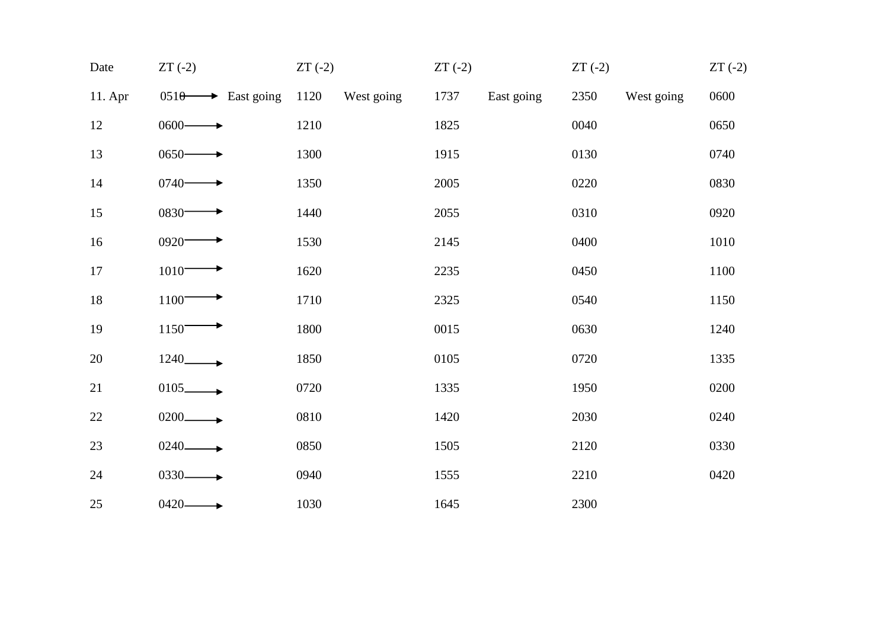| Date | ZT (-2) | | ZT (-2) | | ZT (-2) | | ZT (-2) | | ZT (-2) |
|---|---|---|---|---|---|---|---|---|---|
| 11. Apr | 0510 → | East going | 1120 | West going | 1737 | East going | 2350 | West going | 0600 |
| 12 | 0600 → | | 1210 | | 1825 | | 0040 | | 0650 |
| 13 | 0650 → | | 1300 | | 1915 | | 0130 | | 0740 |
| 14 | 0740 → | | 1350 | | 2005 | | 0220 | | 0830 |
| 15 | 0830 → | | 1440 | | 2055 | | 0310 | | 0920 |
| 16 | 0920 → | | 1530 | | 2145 | | 0400 | | 1010 |
| 17 | 1010 → | | 1620 | | 2235 | | 0450 | | 1100 |
| 18 | 1100 → | | 1710 | | 2325 | | 0540 | | 1150 |
| 19 | 1150 → | | 1800 | | 0015 | | 0630 | | 1240 |
| 20 | 1240 → | | 1850 | | 0105 | | 0720 | | 1335 |
| 21 | 0105 → | | 0720 | | 1335 | | 1950 | | 0200 |
| 22 | 0200 → | | 0810 | | 1420 | | 2030 | | 0240 |
| 23 | 0240 → | | 0850 | | 1505 | | 2120 | | 0330 |
| 24 | 0330 → | | 0940 | | 1555 | | 2210 | | 0420 |
| 25 | 0420 → | | 1030 | | 1645 | | 2300 | | |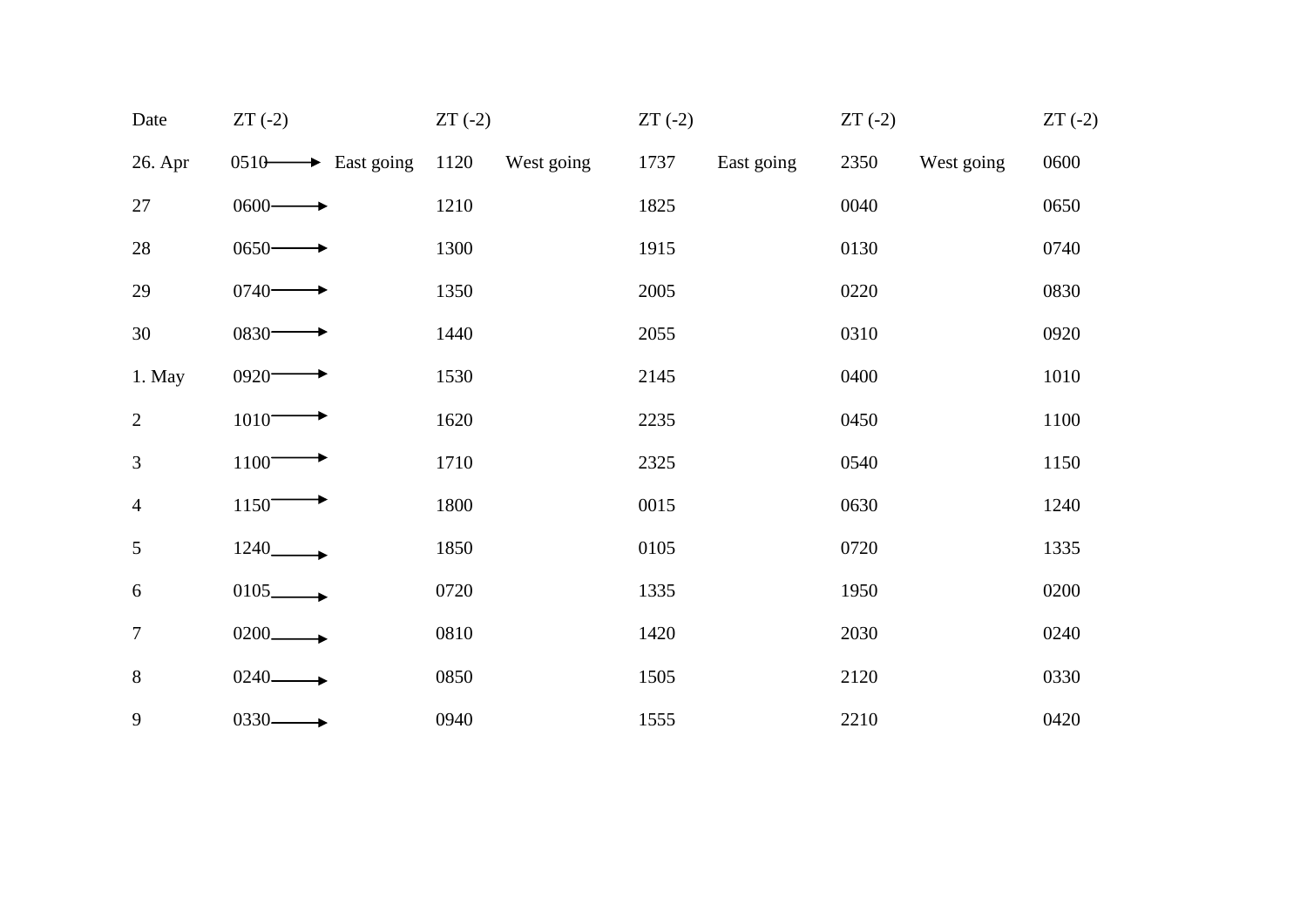| Date | ZT (-2) | | ZT (-2) | | ZT (-2) | | ZT (-2) | | ZT (-2) |
|---|---|---|---|---|---|---|---|---|---|
| 26. Apr | 0510 → | East going | 1120 | West going | 1737 | East going | 2350 | West going | 0600 |
| 27 | 0600 → | | 1210 | | 1825 | | 0040 | | 0650 |
| 28 | 0650 → | | 1300 | | 1915 | | 0130 | | 0740 |
| 29 | 0740 → | | 1350 | | 2005 | | 0220 | | 0830 |
| 30 | 0830 → | | 1440 | | 2055 | | 0310 | | 0920 |
| 1. May | 0920 → | | 1530 | | 2145 | | 0400 | | 1010 |
| 2 | 1010 → | | 1620 | | 2235 | | 0450 | | 1100 |
| 3 | 1100 → | | 1710 | | 2325 | | 0540 | | 1150 |
| 4 | 1150 → | | 1800 | | 0015 | | 0630 | | 1240 |
| 5 | 1240 → | | 1850 | | 0105 | | 0720 | | 1335 |
| 6 | 0105 → | | 0720 | | 1335 | | 1950 | | 0200 |
| 7 | 0200 → | | 0810 | | 1420 | | 2030 | | 0240 |
| 8 | 0240 → | | 0850 | | 1505 | | 2120 | | 0330 |
| 9 | 0330 → | | 0940 | | 1555 | | 2210 | | 0420 |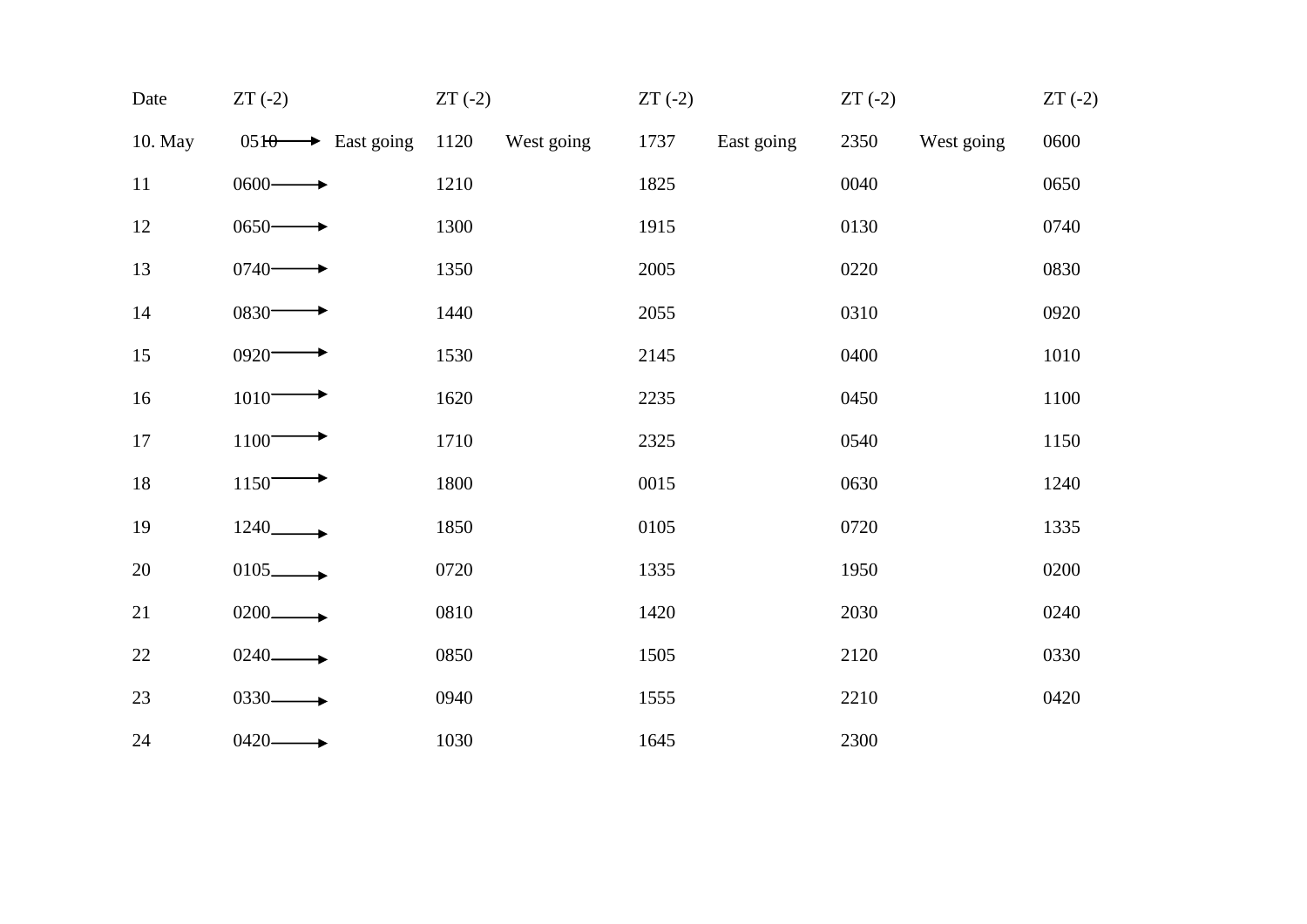| Date | ZT (-2) | | ZT (-2) | | ZT (-2) | | ZT (-2) | | ZT (-2) |
|---|---|---|---|---|---|---|---|---|---|
| 10. May | 0510 → | East going | 1120 | West going | 1737 | East going | 2350 | West going | 0600 |
| 11 | 0600 → | | 1210 | | 1825 | | 0040 | | 0650 |
| 12 | 0650 → | | 1300 | | 1915 | | 0130 | | 0740 |
| 13 | 0740 → | | 1350 | | 2005 | | 0220 | | 0830 |
| 14 | 0830 → | | 1440 | | 2055 | | 0310 | | 0920 |
| 15 | 0920 → | | 1530 | | 2145 | | 0400 | | 1010 |
| 16 | 1010 → | | 1620 | | 2235 | | 0450 | | 1100 |
| 17 | 1100 → | | 1710 | | 2325 | | 0540 | | 1150 |
| 18 | 1150 → | | 1800 | | 0015 | | 0630 | | 1240 |
| 19 | 1240 → | | 1850 | | 0105 | | 0720 | | 1335 |
| 20 | 0105 → | | 0720 | | 1335 | | 1950 | | 0200 |
| 21 | 0200 → | | 0810 | | 1420 | | 2030 | | 0240 |
| 22 | 0240 → | | 0850 | | 1505 | | 2120 | | 0330 |
| 23 | 0330 → | | 0940 | | 1555 | | 2210 | | 0420 |
| 24 | 0420 → | | 1030 | | 1645 | | 2300 | | |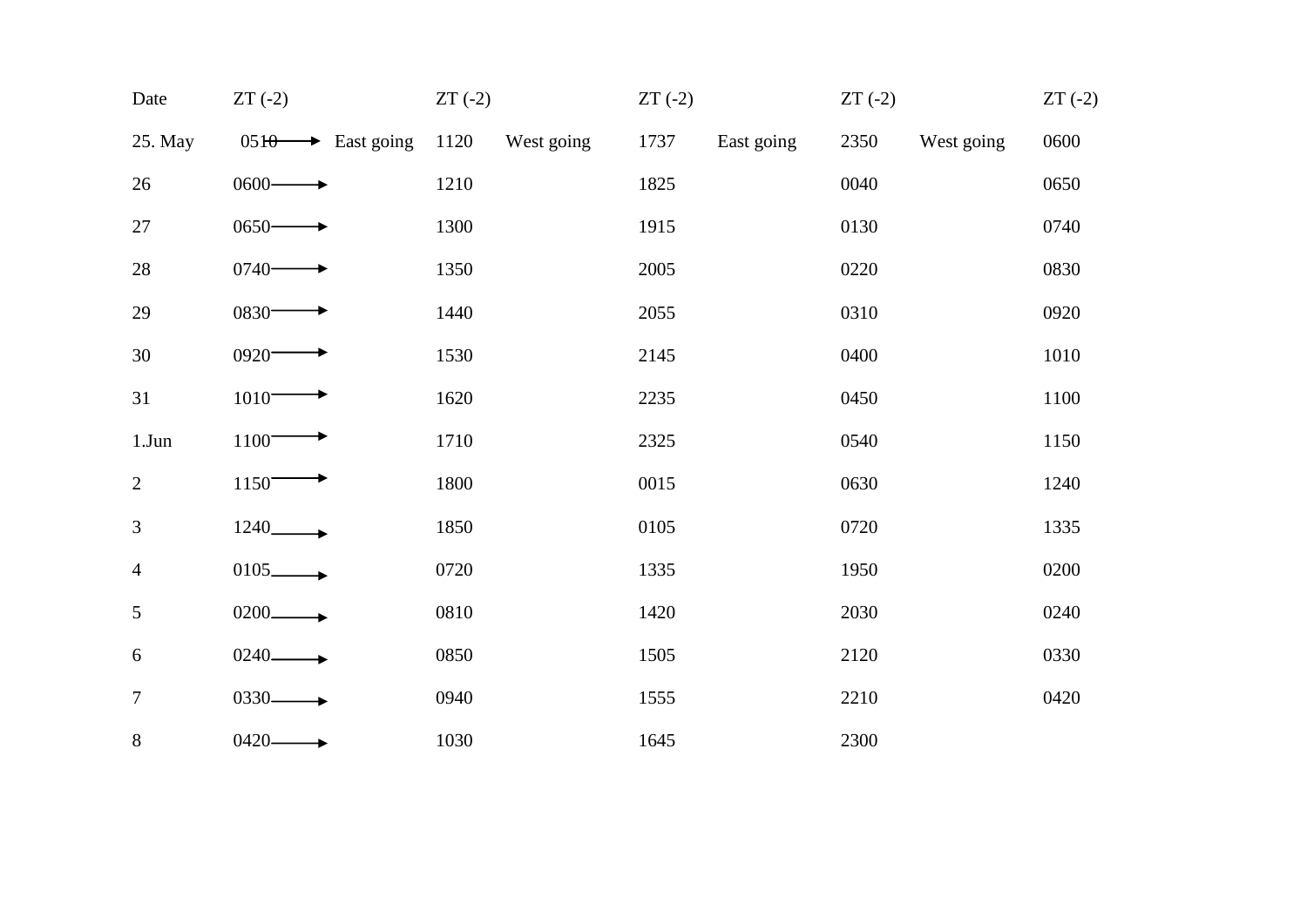| Date | ZT (-2) | | ZT (-2) | | ZT (-2) | | ZT (-2) | | ZT (-2) |
|---|---|---|---|---|---|---|---|---|---|
| 25. May | 0510 → | East going | 1120 | West going | 1737 | East going | 2350 | West going | 0600 |
| 26 | 0600 → | | 1210 | | 1825 | | 0040 | | 0650 |
| 27 | 0650 → | | 1300 | | 1915 | | 0130 | | 0740 |
| 28 | 0740 → | | 1350 | | 2005 | | 0220 | | 0830 |
| 29 | 0830 → | | 1440 | | 2055 | | 0310 | | 0920 |
| 30 | 0920 → | | 1530 | | 2145 | | 0400 | | 1010 |
| 31 | 1010 → | | 1620 | | 2235 | | 0450 | | 1100 |
| 1.Jun | 1100 → | | 1710 | | 2325 | | 0540 | | 1150 |
| 2 | 1150 → | | 1800 | | 0015 | | 0630 | | 1240 |
| 3 | 1240 → | | 1850 | | 0105 | | 0720 | | 1335 |
| 4 | 0105 → | | 0720 | | 1335 | | 1950 | | 0200 |
| 5 | 0200 → | | 0810 | | 1420 | | 2030 | | 0240 |
| 6 | 0240 → | | 0850 | | 1505 | | 2120 | | 0330 |
| 7 | 0330 → | | 0940 | | 1555 | | 2210 | | 0420 |
| 8 | 0420 → | | 1030 | | 1645 | | 2300 | | |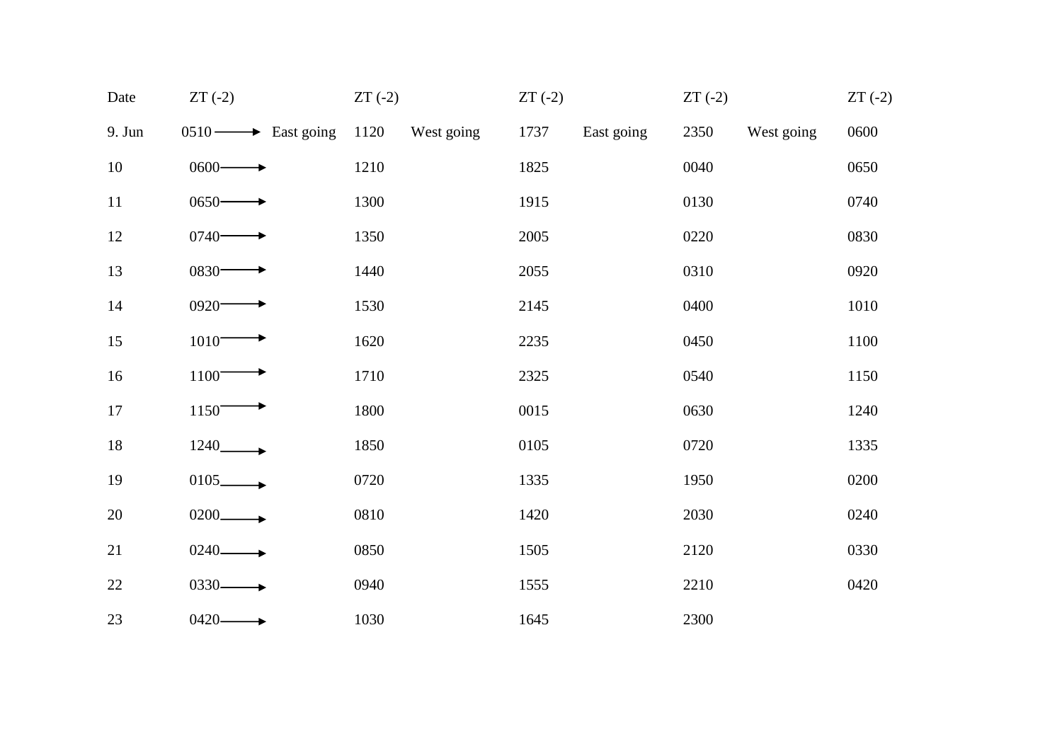| Date | ZT (-2) | | ZT (-2) | | ZT (-2) | | ZT (-2) | | ZT (-2) |
|---|---|---|---|---|---|---|---|---|---|
| 9. Jun | 0510 → | East going | 1120 | West going | 1737 | East going | 2350 | West going | 0600 |
| 10 | 0600 → | | 1210 | | 1825 | | 0040 | | 0650 |
| 11 | 0650 → | | 1300 | | 1915 | | 0130 | | 0740 |
| 12 | 0740 → | | 1350 | | 2005 | | 0220 | | 0830 |
| 13 | 0830 → | | 1440 | | 2055 | | 0310 | | 0920 |
| 14 | 0920 → | | 1530 | | 2145 | | 0400 | | 1010 |
| 15 | 1010 → | | 1620 | | 2235 | | 0450 | | 1100 |
| 16 | 1100 → | | 1710 | | 2325 | | 0540 | | 1150 |
| 17 | 1150 → | | 1800 | | 0015 | | 0630 | | 1240 |
| 18 | 1240 → | | 1850 | | 0105 | | 0720 | | 1335 |
| 19 | 0105 → | | 0720 | | 1335 | | 1950 | | 0200 |
| 20 | 0200 → | | 0810 | | 1420 | | 2030 | | 0240 |
| 21 | 0240 → | | 0850 | | 1505 | | 2120 | | 0330 |
| 22 | 0330 → | | 0940 | | 1555 | | 2210 | | 0420 |
| 23 | 0420 → | | 1030 | | 1645 | | 2300 | | |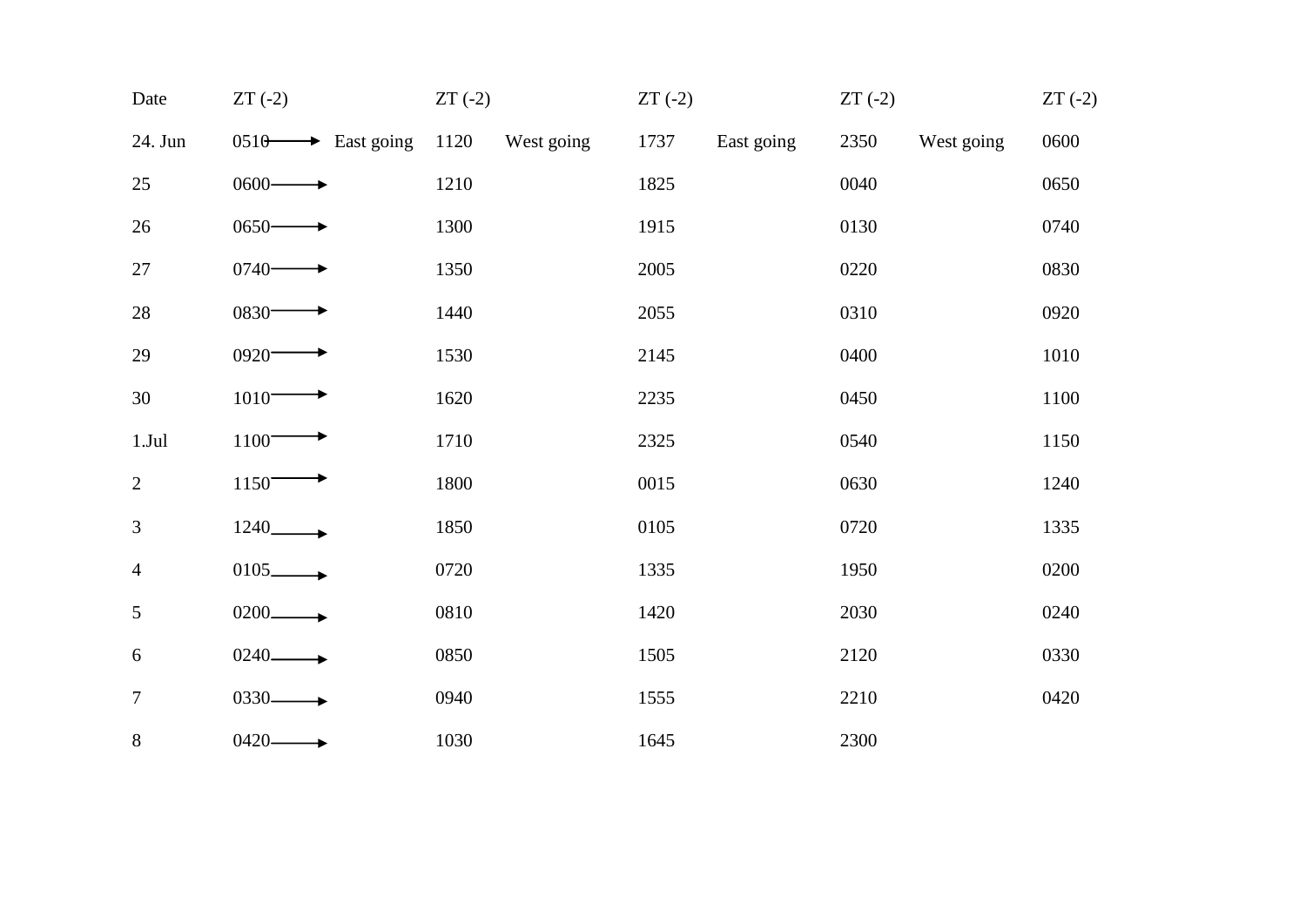| Date | ZT (-2) | | ZT (-2) | | ZT (-2) | | ZT (-2) | | ZT (-2) |
|---|---|---|---|---|---|---|---|---|---|
| 24. Jun | 0510 → | East going | 1120 | West going | 1737 | East going | 2350 | West going | 0600 |
| 25 | 0600 → | | 1210 | | 1825 | | 0040 | | 0650 |
| 26 | 0650 → | | 1300 | | 1915 | | 0130 | | 0740 |
| 27 | 0740 → | | 1350 | | 2005 | | 0220 | | 0830 |
| 28 | 0830 → | | 1440 | | 2055 | | 0310 | | 0920 |
| 29 | 0920 → | | 1530 | | 2145 | | 0400 | | 1010 |
| 30 | 1010 → | | 1620 | | 2235 | | 0450 | | 1100 |
| 1.Jul | 1100 → | | 1710 | | 2325 | | 0540 | | 1150 |
| 2 | 1150 → | | 1800 | | 0015 | | 0630 | | 1240 |
| 3 | 1240 → | | 1850 | | 0105 | | 0720 | | 1335 |
| 4 | 0105 → | | 0720 | | 1335 | | 1950 | | 0200 |
| 5 | 0200 → | | 0810 | | 1420 | | 2030 | | 0240 |
| 6 | 0240 → | | 0850 | | 1505 | | 2120 | | 0330 |
| 7 | 0330 → | | 0940 | | 1555 | | 2210 | | 0420 |
| 8 | 0420 → | | 1030 | | 1645 | | 2300 | | |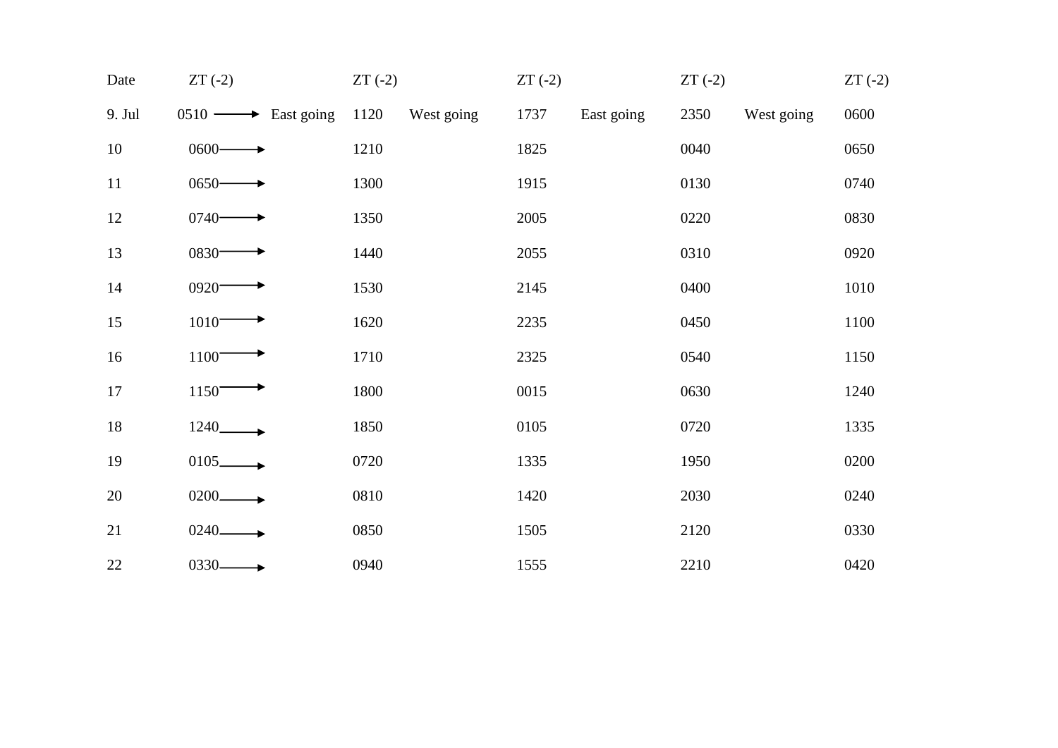| Date | ZT (-2) | | ZT (-2) | | ZT (-2) | | ZT (-2) | | ZT (-2) |
|---|---|---|---|---|---|---|---|---|---|
| 9. Jul | 0510 → | East going | 1120 | West going | 1737 | East going | 2350 | West going | 0600 |
| 10 | 0600 → | | 1210 | | 1825 | | 0040 | | 0650 |
| 11 | 0650 → | | 1300 | | 1915 | | 0130 | | 0740 |
| 12 | 0740 → | | 1350 | | 2005 | | 0220 | | 0830 |
| 13 | 0830 → | | 1440 | | 2055 | | 0310 | | 0920 |
| 14 | 0920 → | | 1530 | | 2145 | | 0400 | | 1010 |
| 15 | 1010 → | | 1620 | | 2235 | | 0450 | | 1100 |
| 16 | 1100 → | | 1710 | | 2325 | | 0540 | | 1150 |
| 17 | 1150 → | | 1800 | | 0015 | | 0630 | | 1240 |
| 18 | 1240 → | | 1850 | | 0105 | | 0720 | | 1335 |
| 19 | 0105 → | | 0720 | | 1335 | | 1950 | | 0200 |
| 20 | 0200 → | | 0810 | | 1420 | | 2030 | | 0240 |
| 21 | 0240 → | | 0850 | | 1505 | | 2120 | | 0330 |
| 22 | 0330 → | | 0940 | | 1555 | | 2210 | | 0420 |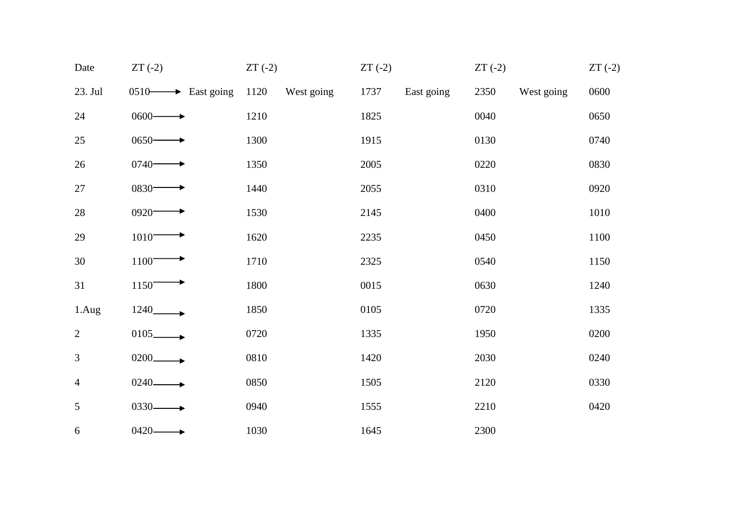| Date | ZT (-2) | | ZT (-2) | | ZT (-2) | | ZT (-2) | | ZT (-2) |
|---|---|---|---|---|---|---|---|---|---|
| 23. Jul | 0510 → | East going | 1120 | West going | 1737 | East going | 2350 | West going | 0600 |
| 24 | 0600 → | | 1210 | | 1825 | | 0040 | | 0650 |
| 25 | 0650 → | | 1300 | | 1915 | | 0130 | | 0740 |
| 26 | 0740 → | | 1350 | | 2005 | | 0220 | | 0830 |
| 27 | 0830 → | | 1440 | | 2055 | | 0310 | | 0920 |
| 28 | 0920 → | | 1530 | | 2145 | | 0400 | | 1010 |
| 29 | 1010 → | | 1620 | | 2235 | | 0450 | | 1100 |
| 30 | 1100 → | | 1710 | | 2325 | | 0540 | | 1150 |
| 31 | 1150 → | | 1800 | | 0015 | | 0630 | | 1240 |
| 1.Aug | 1240 → | | 1850 | | 0105 | | 0720 | | 1335 |
| 2 | 0105 → | | 0720 | | 1335 | | 1950 | | 0200 |
| 3 | 0200 → | | 0810 | | 1420 | | 2030 | | 0240 |
| 4 | 0240 → | | 0850 | | 1505 | | 2120 | | 0330 |
| 5 | 0330 → | | 0940 | | 1555 | | 2210 | | 0420 |
| 6 | 0420 → | | 1030 | | 1645 | | 2300 | | |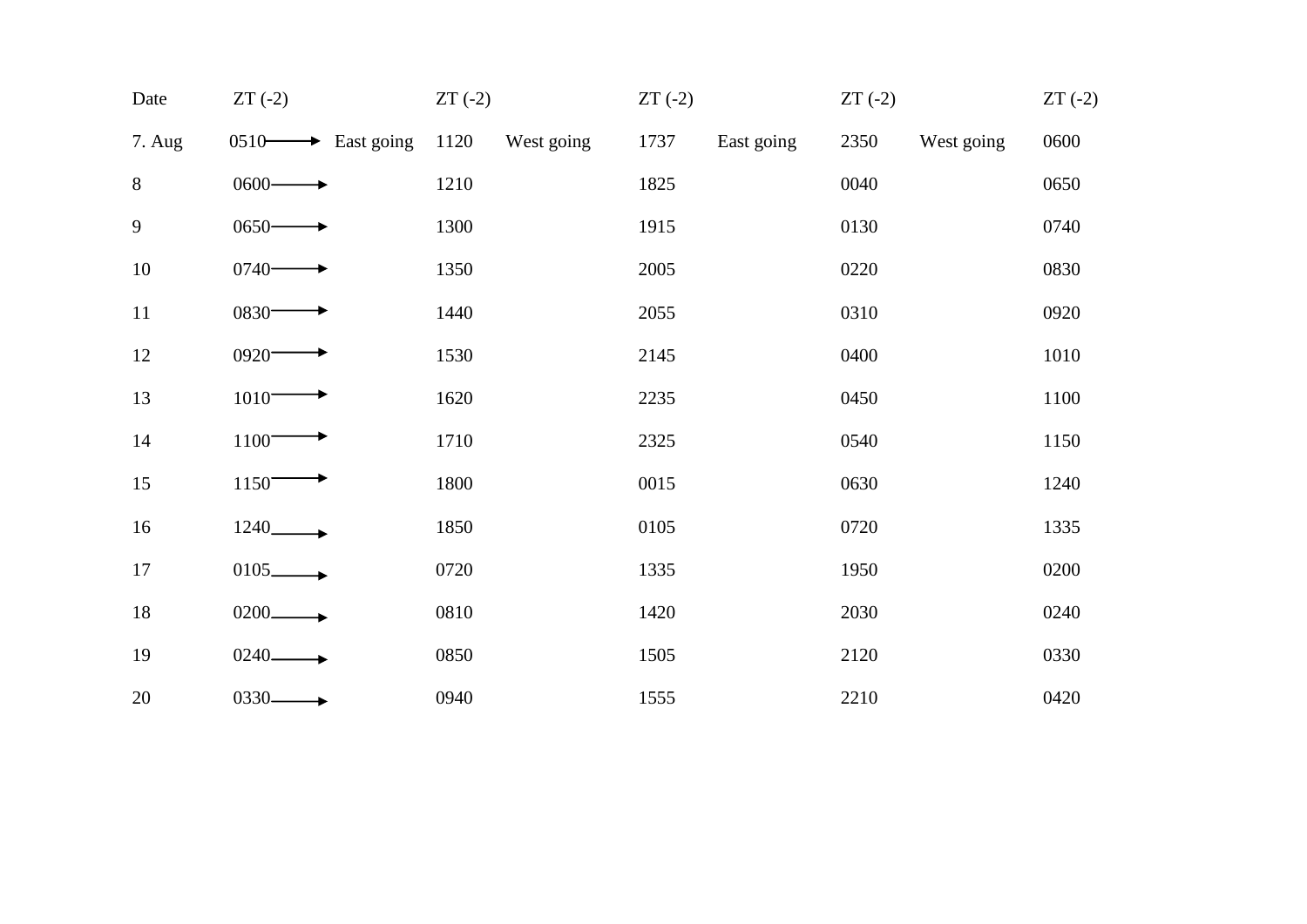| Date | ZT (-2) | | ZT (-2) | | ZT (-2) | | ZT (-2) | | ZT (-2) |
|---|---|---|---|---|---|---|---|---|---|
| 7. Aug | 0510 → | East going | 1120 | West going | 1737 | East going | 2350 | West going | 0600 |
| 8 | 0600 → | | 1210 | | 1825 | | 0040 | | 0650 |
| 9 | 0650 → | | 1300 | | 1915 | | 0130 | | 0740 |
| 10 | 0740 → | | 1350 | | 2005 | | 0220 | | 0830 |
| 11 | 0830 → | | 1440 | | 2055 | | 0310 | | 0920 |
| 12 | 0920 → | | 1530 | | 2145 | | 0400 | | 1010 |
| 13 | 1010 → | | 1620 | | 2235 | | 0450 | | 1100 |
| 14 | 1100 → | | 1710 | | 2325 | | 0540 | | 1150 |
| 15 | 1150 → | | 1800 | | 0015 | | 0630 | | 1240 |
| 16 | 1240 → | | 1850 | | 0105 | | 0720 | | 1335 |
| 17 | 0105 → | | 0720 | | 1335 | | 1950 | | 0200 |
| 18 | 0200 → | | 0810 | | 1420 | | 2030 | | 0240 |
| 19 | 0240 → | | 0850 | | 1505 | | 2120 | | 0330 |
| 20 | 0330 → | | 0940 | | 1555 | | 2210 | | 0420 |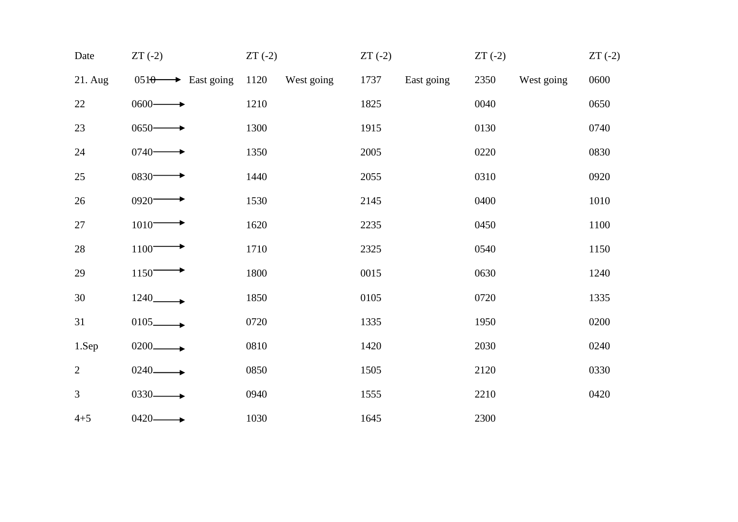| Date | ZT (-2) | | ZT (-2) | | ZT (-2) | | ZT (-2) | | ZT (-2) |
|---|---|---|---|---|---|---|---|---|---|
| 21. Aug | 0510 → | East going | 1120 | West going | 1737 | East going | 2350 | West going | 0600 |
| 22 | 0600 → | | 1210 | | 1825 | | 0040 | | 0650 |
| 23 | 0650 → | | 1300 | | 1915 | | 0130 | | 0740 |
| 24 | 0740 → | | 1350 | | 2005 | | 0220 | | 0830 |
| 25 | 0830 → | | 1440 | | 2055 | | 0310 | | 0920 |
| 26 | 0920 → | | 1530 | | 2145 | | 0400 | | 1010 |
| 27 | 1010 → | | 1620 | | 2235 | | 0450 | | 1100 |
| 28 | 1100 → | | 1710 | | 2325 | | 0540 | | 1150 |
| 29 | 1150 → | | 1800 | | 0015 | | 0630 | | 1240 |
| 30 | 1240 → | | 1850 | | 0105 | | 0720 | | 1335 |
| 31 | 0105 → | | 0720 | | 1335 | | 1950 | | 0200 |
| 1.Sep | 0200 → | | 0810 | | 1420 | | 2030 | | 0240 |
| 2 | 0240 → | | 0850 | | 1505 | | 2120 | | 0330 |
| 3 | 0330 → | | 0940 | | 1555 | | 2210 | | 0420 |
| 4+5 | 0420 → | | 1030 | | 1645 | | 2300 | | |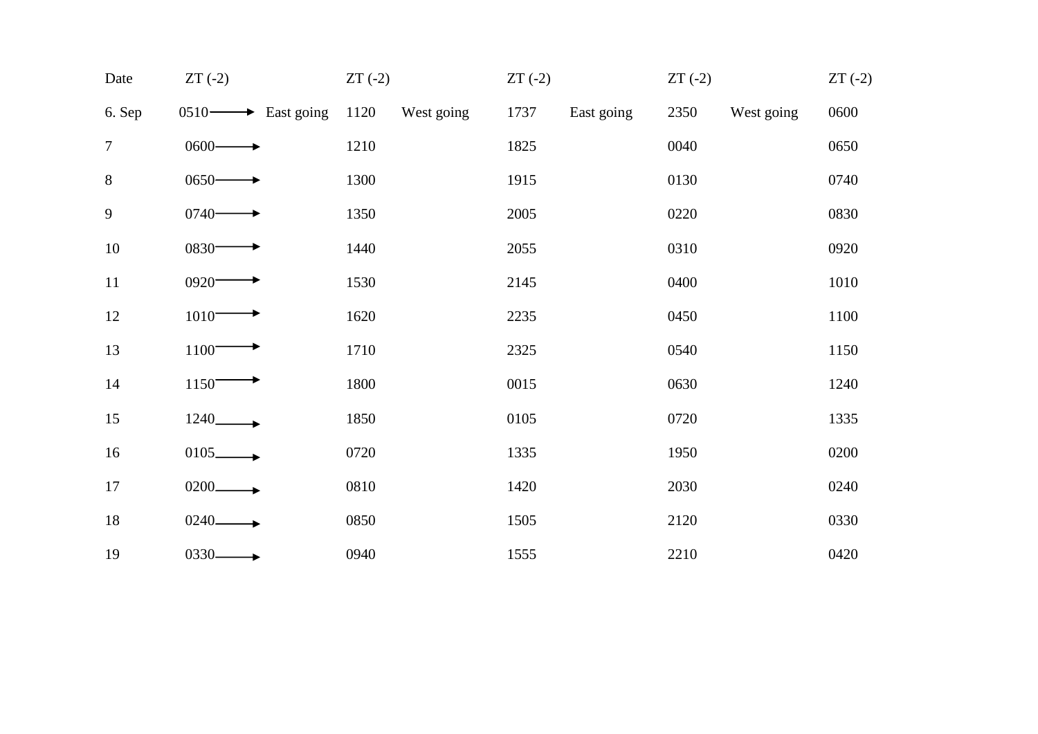| Date | ZT (-2) | | ZT (-2) | | ZT (-2) | | ZT (-2) | | ZT (-2) |
|---|---|---|---|---|---|---|---|---|---|
| 6. Sep | 0510 → | East going | 1120 | West going | 1737 | East going | 2350 | West going | 0600 |
| 7 | 0600 → | | 1210 | | 1825 | | 0040 | | 0650 |
| 8 | 0650 → | | 1300 | | 1915 | | 0130 | | 0740 |
| 9 | 0740 → | | 1350 | | 2005 | | 0220 | | 0830 |
| 10 | 0830 → | | 1440 | | 2055 | | 0310 | | 0920 |
| 11 | 0920 → | | 1530 | | 2145 | | 0400 | | 1010 |
| 12 | 1010 → | | 1620 | | 2235 | | 0450 | | 1100 |
| 13 | 1100 → | | 1710 | | 2325 | | 0540 | | 1150 |
| 14 | 1150 → | | 1800 | | 0015 | | 0630 | | 1240 |
| 15 | 1240 → | | 1850 | | 0105 | | 0720 | | 1335 |
| 16 | 0105 → | | 0720 | | 1335 | | 1950 | | 0200 |
| 17 | 0200 → | | 0810 | | 1420 | | 2030 | | 0240 |
| 18 | 0240 → | | 0850 | | 1505 | | 2120 | | 0330 |
| 19 | 0330 → | | 0940 | | 1555 | | 2210 | | 0420 |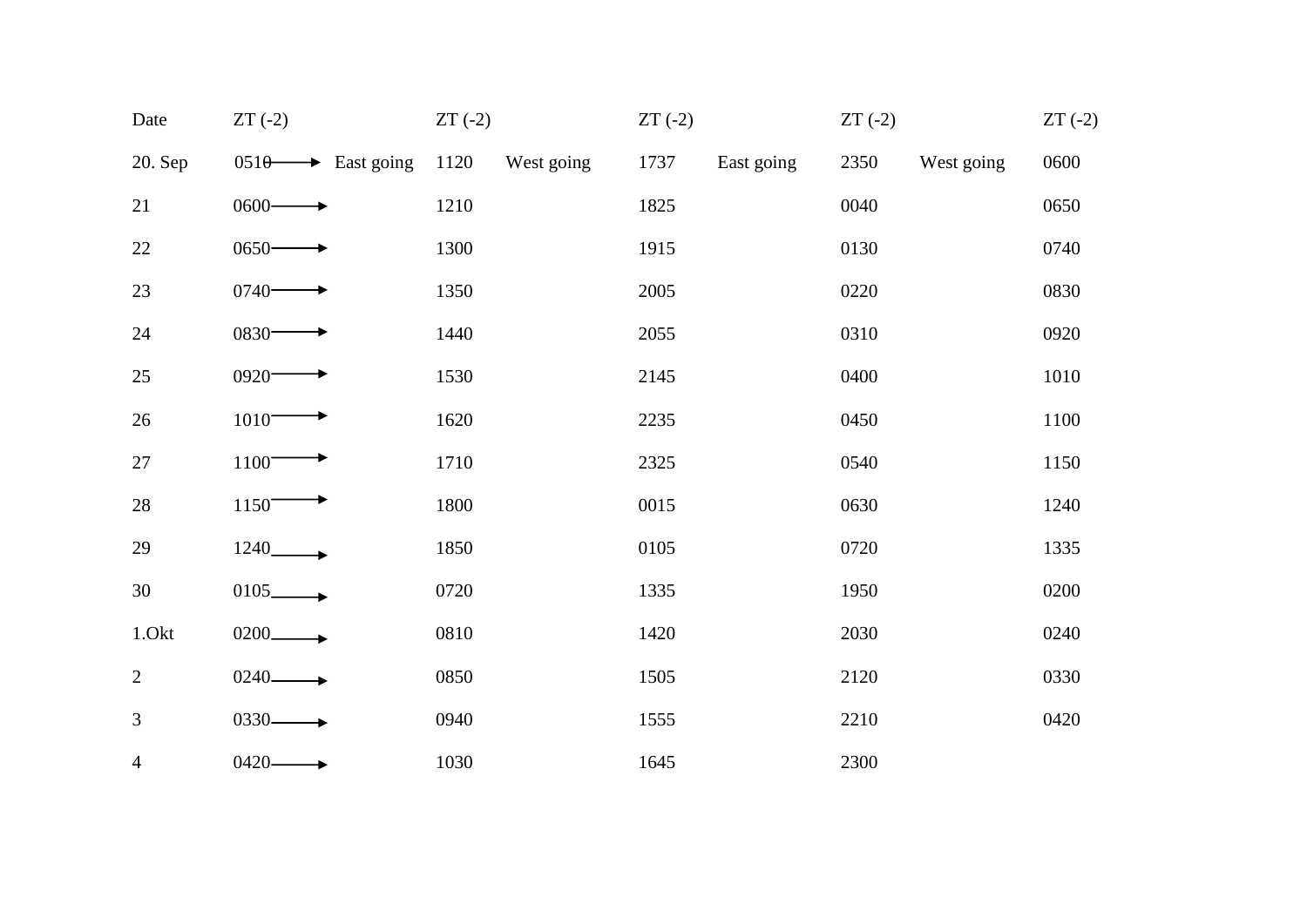| Date | ZT (-2) | | ZT (-2) | | ZT (-2) | | ZT (-2) | | ZT (-2) |
|---|---|---|---|---|---|---|---|---|---|
| 20. Sep | 0510 → | East going | 1120 | West going | 1737 | East going | 2350 | West going | 0600 |
| 21 | 0600 → | | 1210 | | 1825 | | 0040 | | 0650 |
| 22 | 0650 → | | 1300 | | 1915 | | 0130 | | 0740 |
| 23 | 0740 → | | 1350 | | 2005 | | 0220 | | 0830 |
| 24 | 0830 → | | 1440 | | 2055 | | 0310 | | 0920 |
| 25 | 0920 → | | 1530 | | 2145 | | 0400 | | 1010 |
| 26 | 1010 → | | 1620 | | 2235 | | 0450 | | 1100 |
| 27 | 1100 → | | 1710 | | 2325 | | 0540 | | 1150 |
| 28 | 1150 → | | 1800 | | 0015 | | 0630 | | 1240 |
| 29 | 1240 → | | 1850 | | 0105 | | 0720 | | 1335 |
| 30 | 0105 → | | 0720 | | 1335 | | 1950 | | 0200 |
| 1.Okt | 0200 → | | 0810 | | 1420 | | 2030 | | 0240 |
| 2 | 0240 → | | 0850 | | 1505 | | 2120 | | 0330 |
| 3 | 0330 → | | 0940 | | 1555 | | 2210 | | 0420 |
| 4 | 0420 → | | 1030 | | 1645 | | 2300 | | |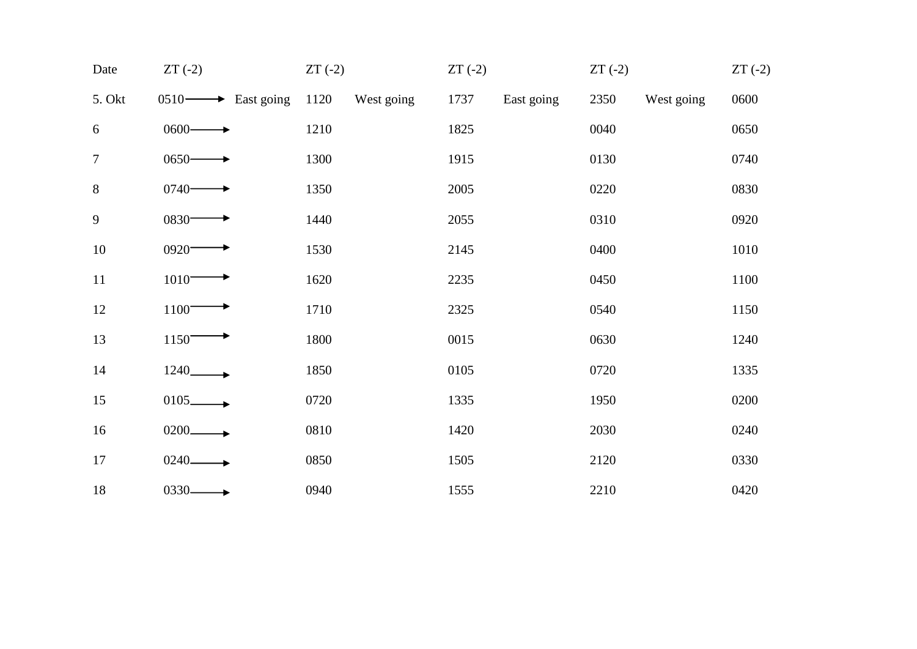| Date | ZT (-2) | | ZT (-2) | | ZT (-2) | | ZT (-2) | | ZT (-2) |
|---|---|---|---|---|---|---|---|---|---|
| 5. Okt | 0510 → | East going | 1120 | West going | 1737 | East going | 2350 | West going | 0600 |
| 6 | 0600 → | | 1210 | | 1825 | | 0040 | | 0650 |
| 7 | 0650 → | | 1300 | | 1915 | | 0130 | | 0740 |
| 8 | 0740 → | | 1350 | | 2005 | | 0220 | | 0830 |
| 9 | 0830 → | | 1440 | | 2055 | | 0310 | | 0920 |
| 10 | 0920 → | | 1530 | | 2145 | | 0400 | | 1010 |
| 11 | 1010 → | | 1620 | | 2235 | | 0450 | | 1100 |
| 12 | 1100 → | | 1710 | | 2325 | | 0540 | | 1150 |
| 13 | 1150 → | | 1800 | | 0015 | | 0630 | | 1240 |
| 14 | 1240 → | | 1850 | | 0105 | | 0720 | | 1335 |
| 15 | 0105 → | | 0720 | | 1335 | | 1950 | | 0200 |
| 16 | 0200 → | | 0810 | | 1420 | | 2030 | | 0240 |
| 17 | 0240 → | | 0850 | | 1505 | | 2120 | | 0330 |
| 18 | 0330 → | | 0940 | | 1555 | | 2210 | | 0420 |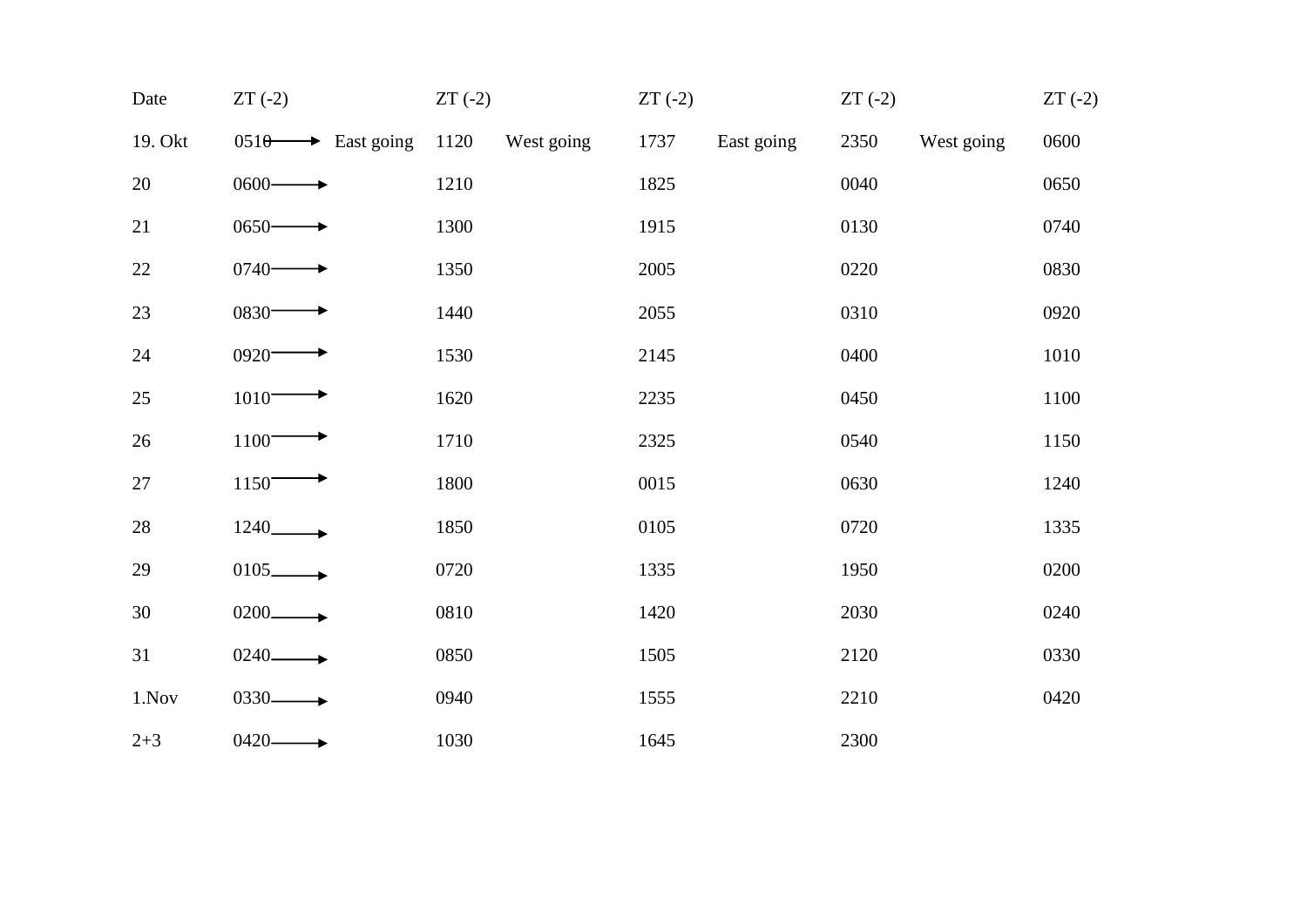| Date | ZT (-2) | | ZT (-2) | | ZT (-2) | | ZT (-2) | | ZT (-2) |
|---|---|---|---|---|---|---|---|---|---|
| 19. Okt | 0510 ⟶ | East going | 1120 | West going | 1737 | East going | 2350 | West going | 0600 |
| 20 | 0600 ⟶ | | 1210 | | 1825 | | 0040 | | 0650 |
| 21 | 0650 ⟶ | | 1300 | | 1915 | | 0130 | | 0740 |
| 22 | 0740 ⟶ | | 1350 | | 2005 | | 0220 | | 0830 |
| 23 | 0830 ⟶ | | 1440 | | 2055 | | 0310 | | 0920 |
| 24 | 0920 ⟶ | | 1530 | | 2145 | | 0400 | | 1010 |
| 25 | 1010 ⟶ | | 1620 | | 2235 | | 0450 | | 1100 |
| 26 | 1100 ⟶ | | 1710 | | 2325 | | 0540 | | 1150 |
| 27 | 1150 ⟶ | | 1800 | | 0015 | | 0630 | | 1240 |
| 28 | 1240 ⟶ | | 1850 | | 0105 | | 0720 | | 1335 |
| 29 | 0105 ⟶ | | 0720 | | 1335 | | 1950 | | 0200 |
| 30 | 0200 ⟶ | | 0810 | | 1420 | | 2030 | | 0240 |
| 31 | 0240 ⟶ | | 0850 | | 1505 | | 2120 | | 0330 |
| 1.Nov | 0330 ⟶ | | 0940 | | 1555 | | 2210 | | 0420 |
| 2+3 | 0420 ⟶ | | 1030 | | 1645 | | 2300 | | |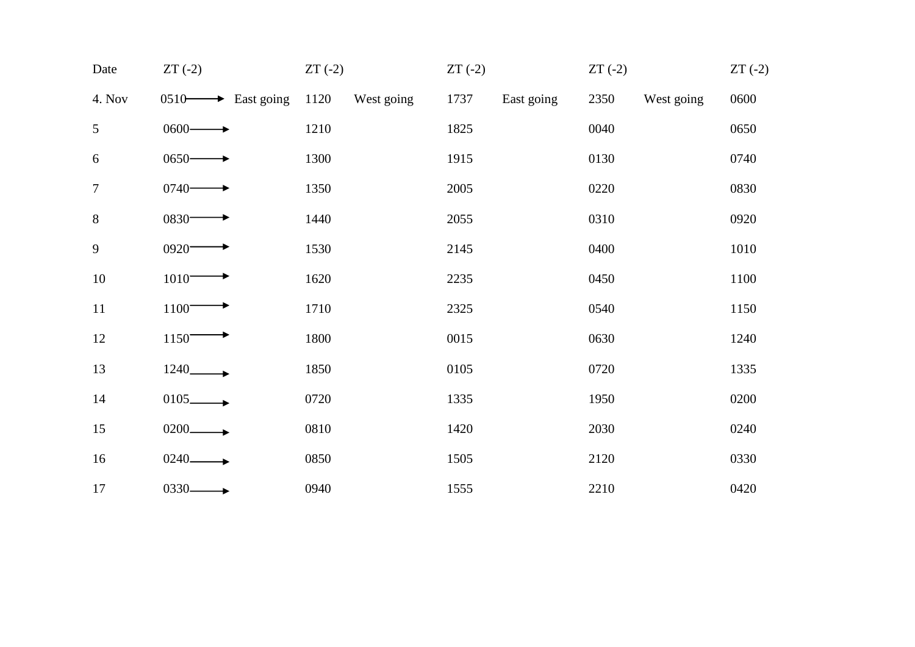| Date | ZT (-2) | | ZT (-2) | | ZT (-2) | | ZT (-2) | | ZT (-2) |
|---|---|---|---|---|---|---|---|---|---|
| 4. Nov | 0510 → | East going | 1120 | West going | 1737 | East going | 2350 | West going | 0600 |
| 5 | 0600 → | | 1210 | | 1825 | | 0040 | | 0650 |
| 6 | 0650 → | | 1300 | | 1915 | | 0130 | | 0740 |
| 7 | 0740 → | | 1350 | | 2005 | | 0220 | | 0830 |
| 8 | 0830 → | | 1440 | | 2055 | | 0310 | | 0920 |
| 9 | 0920 → | | 1530 | | 2145 | | 0400 | | 1010 |
| 10 | 1010 → | | 1620 | | 2235 | | 0450 | | 1100 |
| 11 | 1100 → | | 1710 | | 2325 | | 0540 | | 1150 |
| 12 | 1150 → | | 1800 | | 0015 | | 0630 | | 1240 |
| 13 | 1240 → | | 1850 | | 0105 | | 0720 | | 1335 |
| 14 | 0105 → | | 0720 | | 1335 | | 1950 | | 0200 |
| 15 | 0200 → | | 0810 | | 1420 | | 2030 | | 0240 |
| 16 | 0240 → | | 0850 | | 1505 | | 2120 | | 0330 |
| 17 | 0330 → | | 0940 | | 1555 | | 2210 | | 0420 |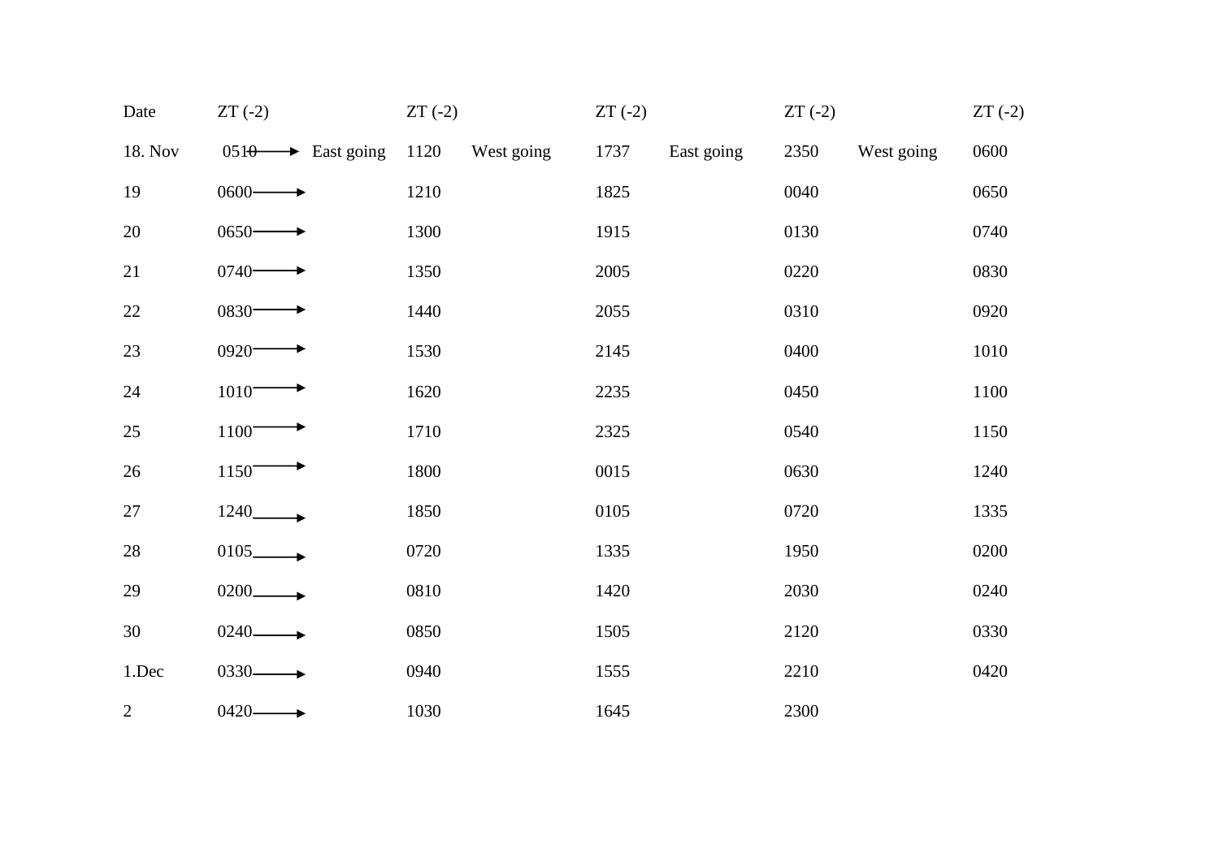| Date | ZT (-2) | | ZT (-2) | | ZT (-2) | | ZT (-2) | | ZT (-2) |
|---|---|---|---|---|---|---|---|---|---|
| 18. Nov | 0510 → | East going | 1120 | West going | 1737 | East going | 2350 | West going | 0600 |
| 19 | 0600 → | | 1210 | | 1825 | | 0040 | | 0650 |
| 20 | 0650 → | | 1300 | | 1915 | | 0130 | | 0740 |
| 21 | 0740 → | | 1350 | | 2005 | | 0220 | | 0830 |
| 22 | 0830 → | | 1440 | | 2055 | | 0310 | | 0920 |
| 23 | 0920 → | | 1530 | | 2145 | | 0400 | | 1010 |
| 24 | 1010 → | | 1620 | | 2235 | | 0450 | | 1100 |
| 25 | 1100 → | | 1710 | | 2325 | | 0540 | | 1150 |
| 26 | 1150 → | | 1800 | | 0015 | | 0630 | | 1240 |
| 27 | 1240 → | | 1850 | | 0105 | | 0720 | | 1335 |
| 28 | 0105 → | | 0720 | | 1335 | | 1950 | | 0200 |
| 29 | 0200 → | | 0810 | | 1420 | | 2030 | | 0240 |
| 30 | 0240 → | | 0850 | | 1505 | | 2120 | | 0330 |
| 1.Dec | 0330 → | | 0940 | | 1555 | | 2210 | | 0420 |
| 2 | 0420 → | | 1030 | | 1645 | | 2300 | | |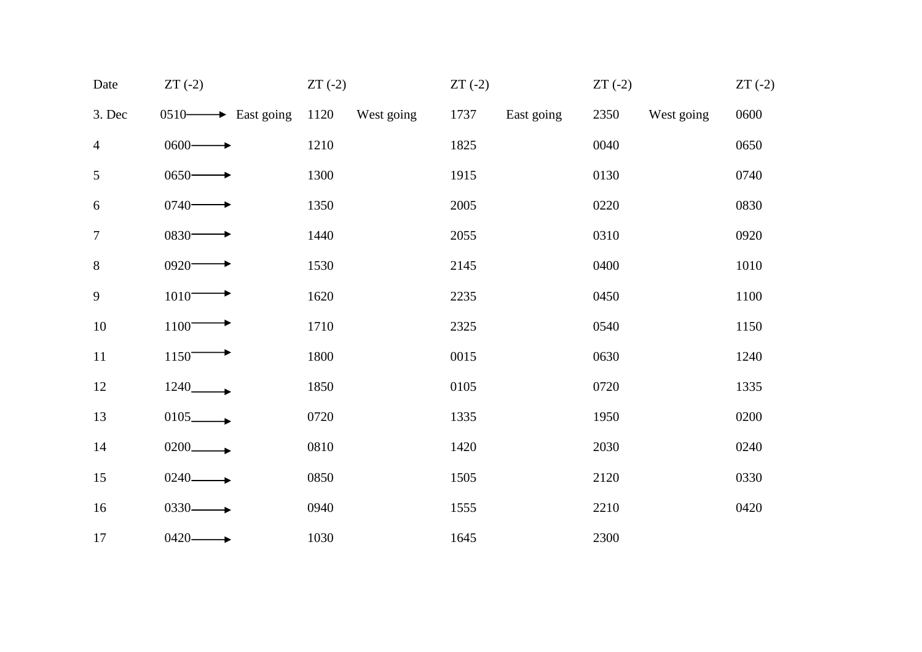| Date | ZT (-2) | | ZT (-2) | | ZT (-2) | | ZT (-2) | | ZT (-2) |
|---|---|---|---|---|---|---|---|---|---|
| 3. Dec | 0510 → | East going | 1120 | West going | 1737 | East going | 2350 | West going | 0600 |
| 4 | 0600 → | | 1210 | | 1825 | | 0040 | | 0650 |
| 5 | 0650 → | | 1300 | | 1915 | | 0130 | | 0740 |
| 6 | 0740 → | | 1350 | | 2005 | | 0220 | | 0830 |
| 7 | 0830 → | | 1440 | | 2055 | | 0310 | | 0920 |
| 8 | 0920 → | | 1530 | | 2145 | | 0400 | | 1010 |
| 9 | 1010 → | | 1620 | | 2235 | | 0450 | | 1100 |
| 10 | 1100 → | | 1710 | | 2325 | | 0540 | | 1150 |
| 11 | 1150 → | | 1800 | | 0015 | | 0630 | | 1240 |
| 12 | 1240 → | | 1850 | | 0105 | | 0720 | | 1335 |
| 13 | 0105 → | | 0720 | | 1335 | | 1950 | | 0200 |
| 14 | 0200 → | | 0810 | | 1420 | | 2030 | | 0240 |
| 15 | 0240 → | | 0850 | | 1505 | | 2120 | | 0330 |
| 16 | 0330 → | | 0940 | | 1555 | | 2210 | | 0420 |
| 17 | 0420 → | | 1030 | | 1645 | | 2300 | | |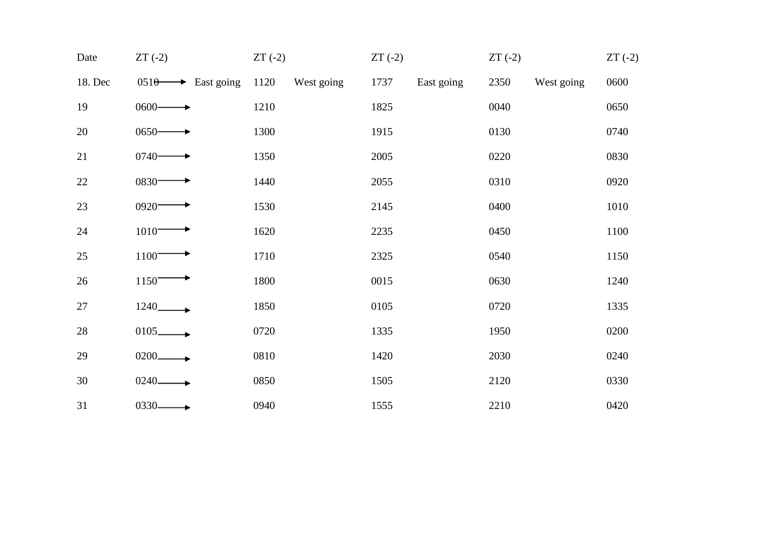| Date | ZT (-2) | | ZT (-2) | | ZT (-2) | | ZT (-2) | | ZT (-2) |
|---|---|---|---|---|---|---|---|---|---|
| 18. Dec | 0510 → | East going | 1120 | West going | 1737 | East going | 2350 | West going | 0600 |
| 19 | 0600 → | | 1210 | | 1825 | | 0040 | | 0650 |
| 20 | 0650 → | | 1300 | | 1915 | | 0130 | | 0740 |
| 21 | 0740 → | | 1350 | | 2005 | | 0220 | | 0830 |
| 22 | 0830 → | | 1440 | | 2055 | | 0310 | | 0920 |
| 23 | 0920 → | | 1530 | | 2145 | | 0400 | | 1010 |
| 24 | 1010 → | | 1620 | | 2235 | | 0450 | | 1100 |
| 25 | 1100 → | | 1710 | | 2325 | | 0540 | | 1150 |
| 26 | 1150 → | | 1800 | | 0015 | | 0630 | | 1240 |
| 27 | 1240 → | | 1850 | | 0105 | | 0720 | | 1335 |
| 28 | 0105 → | | 0720 | | 1335 | | 1950 | | 0200 |
| 29 | 0200 → | | 0810 | | 1420 | | 2030 | | 0240 |
| 30 | 0240 → | | 0850 | | 1505 | | 2120 | | 0330 |
| 31 | 0330 → | | 0940 | | 1555 | | 2210 | | 0420 |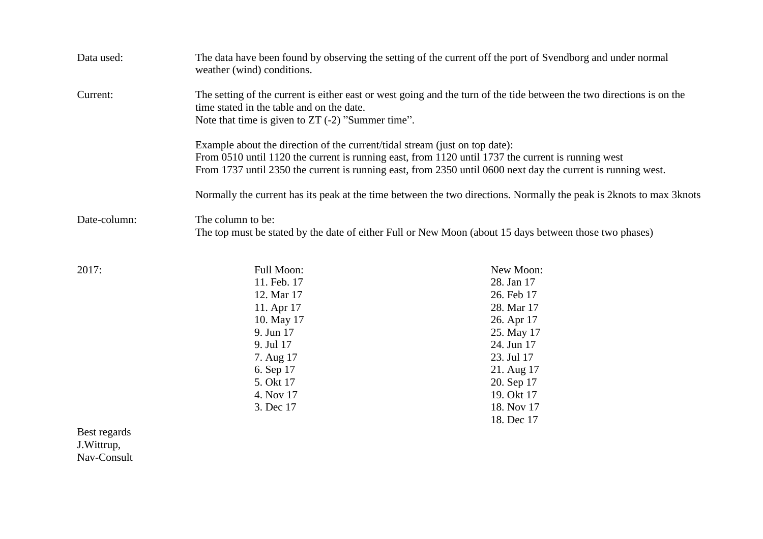Data used: The data have been found by observing the setting of the current off the port of Svendborg and under normal weather (wind) conditions.

Current: The setting of the current is either east or west going and the turn of the tide between the two directions is on the time stated in the table and on the date.
Note that time is given to ZT (-2) "Summer time".

Example about the direction of the current/tidal stream (just on top date):
From 0510 until 1120 the current is running east, from 1120 until 1737 the current is running west
From 1737 until 2350 the current is running east, from 2350 until 0600 next day the current is running west.

Normally the current has its peak at the time between the two directions. Normally the peak is 2knots to max 3knots

Date-column: The column to be:
The top must be stated by the date of either Full or New Moon (about 15 days between those two phases)

2017:

| Full Moon: | New Moon: |
|---|---|
| 11. Feb. 17 | 28. Jan 17 |
| 12. Mar 17 | 26. Feb 17 |
| 11. Apr 17 | 28. Mar 17 |
| 10. May 17 | 26. Apr 17 |
| 9. Jun 17 | 25. May 17 |
| 9. Jul 17 | 24. Jun 17 |
| 7. Aug 17 | 23. Jul 17 |
| 6. Sep 17 | 21. Aug 17 |
| 5. Okt 17 | 20. Sep 17 |
| 4. Nov 17 | 19. Okt 17 |
| 3. Dec 17 | 18. Nov 17 |
| | 18. Dec 17 |

Best regards
J.Wittrup,
Nav-Consult